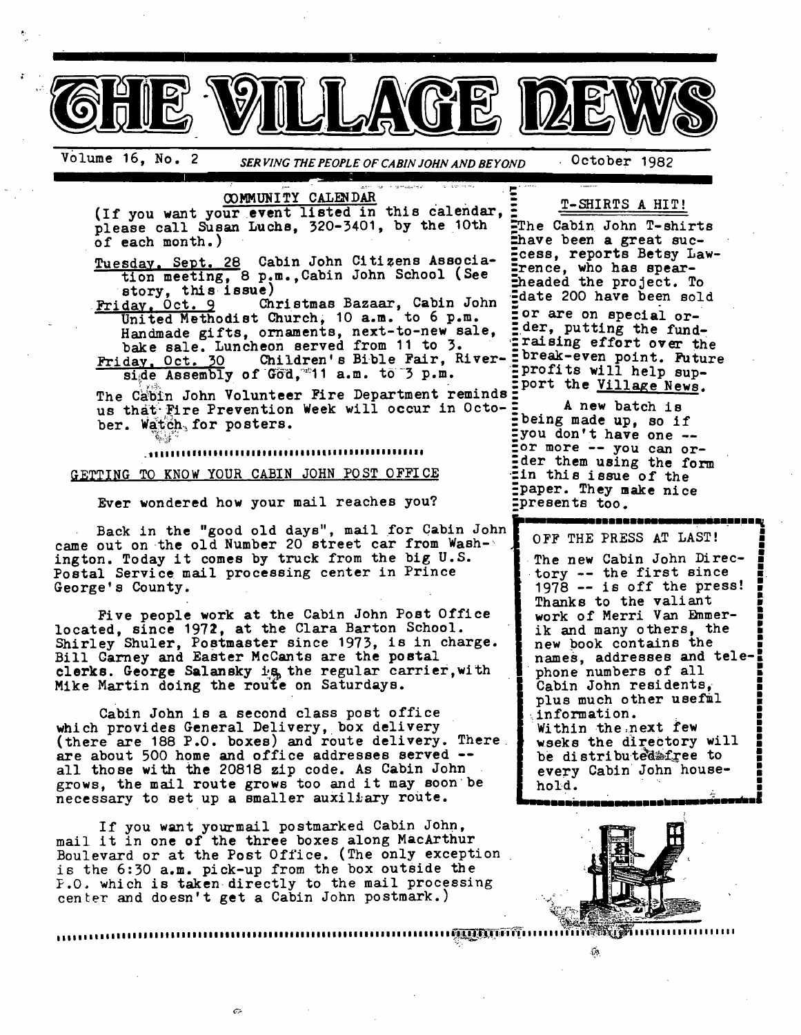# THE VILLAGE NEWS

Volume 16, No. 2 — *SERVING THE PEOPLE OF CABIN JOHN AND BEYOND* — October 1982

## COMMUNITY CALENDAR

(If you want your event listed in this calendar, please call Susan Luchs, 320-3401, by the 10th of each month.)

Tuesday, Sept. 28 Cabin John Citizens Association meeting, 8 p.m., Cabin John School (See story, this issue)

Friday, Oct. 9 Christmas Bazaar, Cabin John United Methodist Church, 10 a.m. to 6 p.m. Handmade gifts, ornaments, next-to-new sale, bake sale. Luncheon served from 11 to 3.

Friday, Oct. 30 Children's Bible Fair, Riverside Assembly of God, 11 a.m. to 3 p.m.

The Cabin John Volunteer Fire Department reminds us that Fire Prevention Week will occur in October. Watch for posters.

## GETTING TO KNOW YOUR CABIN JOHN POST OFFICE

Ever wondered how your mail reaches you?

Back in the "good old days", mail for Cabin John came out on the old Number 20 street car from Washington. Today it comes by truck from the big U.S. Postal Service mail processing center in Prince George's County.

Five people work at the Cabin John Post Office located, since 1972, at the Clara Barton School. Shirley Shuler, Postmaster since 1973, is in charge. Bill Carney and Easter McCants are the postal clerks. George Salansky is the regular carrier, with Mike Martin doing the route on Saturdays.

Cabin John is a second class post office which provides General Delivery, box delivery (there are 188 P.O. boxes) and route delivery. There are about 500 home and office addresses served -- all those with the 20818 zip code. As Cabin John grows, the mail route grows too and it may soon be necessary to set up a smaller auxiliary route.

If you want yourmail postmarked Cabin John, mail it in one of the three boxes along MacArthur Boulevard or at the Post Office. (The only exception is the 6:30 a.m. pick-up from the box outside the P.O. which is taken directly to the mail processing center and doesn't get a Cabin John postmark.)

## T-SHIRTS A HIT!

The Cabin John T-shirts have been a great success, reports Betsy Lawrence, who has spearheaded the project. To date 200 have been sold or are on special order, putting the fund-raising effort over the break-even point. Future profits will help support the Village News.

A new batch is being made up, so if you don't have one -- or more -- you can order them using the form in this issue of the paper. They make nice presents too.

## OFF THE PRESS AT LAST!

The new Cabin John Directory -- the first since 1978 -- is off the press! Thanks to the valiant work of Merri Van Emmerik and many others, the new book contains the names, addresses and telephone numbers of all Cabin John residents, plus much other useful information. Within the next few weeks the directory will be distributed free to every Cabin John household.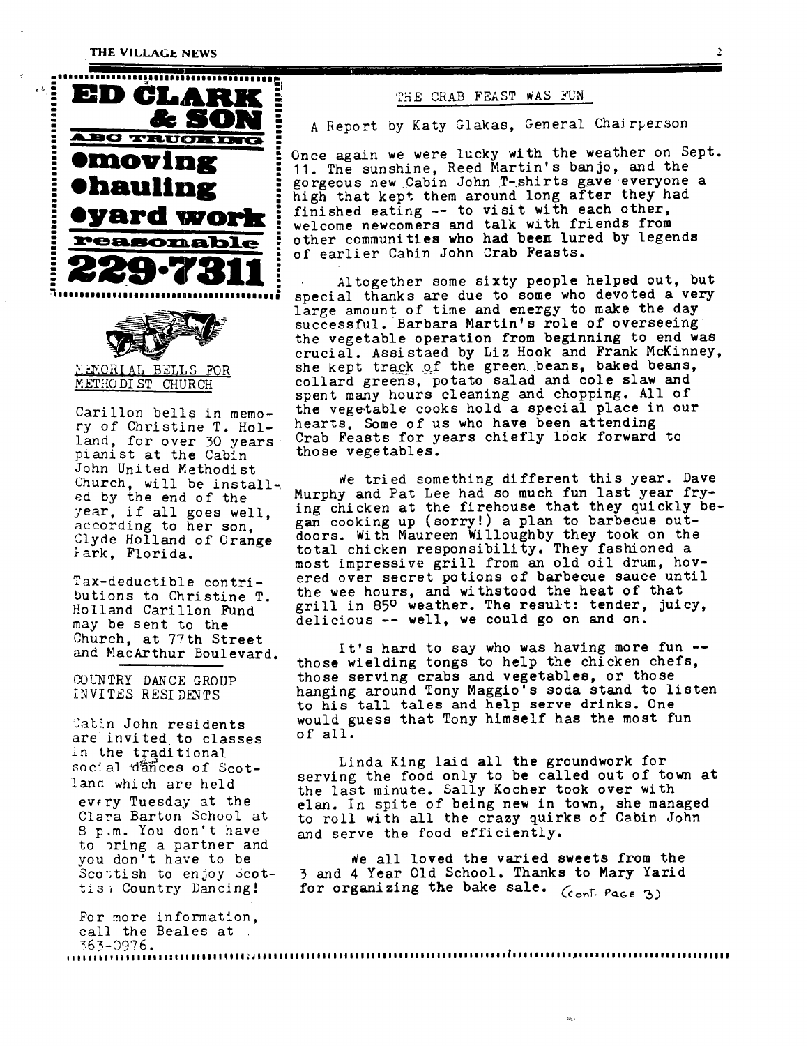**ED CLARK & SON**

**ABC TRUCKING**

- **moving**
- **hauling**
- **yard work**

**reasonable**

**229-7311**

MEMORIAL BELLS FOR METHODIST CHURCH

Carillon bells in memory of Christine T. Holland, for over 30 years pianist at the Cabin John United Methodist Church, will be installed by the end of the year, if all goes well, according to her son, Clyde Holland of Orange Park, Florida.

Tax-deductible contributions to Christine T. Holland Carillon Fund may be sent to the Church, at 77th Street and MacArthur Boulevard.

COUNTRY DANCE GROUP INVITES RESIDENTS

Cabin John residents are invited to classes in the traditional social dances of Scotland which are held every Tuesday at the Clara Barton School at 8 p.m. You don't have to bring a partner and you don't have to be Scottish to enjoy Scottish Country Dancing!

For more information, call the Beales at 363-0976.

THE CRAB FEAST WAS FUN

A Report by Katy Glakas, General Chairperson

Once again we were lucky with the weather on Sept. 11. The sunshine, Reed Martin's banjo, and the gorgeous new Cabin John T-shirts gave everyone a high that kept them around long after they had finished eating -- to visit with each other, welcome newcomers and talk with friends from other communities who had been lured by legends of earlier Cabin John Crab Feasts.

Altogether some sixty people helped out, but special thanks are due to some who devoted a very large amount of time and energy to make the day successful. Barbara Martin's role of overseeing the vegetable operation from beginning to end was crucial. Assistaed by Liz Hook and Frank McKinney, she kept track of the green beans, baked beans, collard greens, potato salad and cole slaw and spent many hours cleaning and chopping. All of the vegetable cooks hold a special place in our hearts. Some of us who have been attending Crab Feasts for years chiefly look forward to those vegetables.

We tried something different this year. Dave Murphy and Pat Lee had so much fun last year frying chicken at the firehouse that they quickly began cooking up (sorry!) a plan to barbecue outdoors. With Maureen Willoughby they took on the total chicken responsibility. They fashioned a most impressive grill from an old oil drum, hovered over secret potions of barbecue sauce until the wee hours, and withstood the heat of that grill in 85° weather. The result: tender, juicy, delicious -- well, we could go on and on.

It's hard to say who was having more fun -- those wielding tongs to help the chicken chefs, those serving crabs and vegetables, or those hanging around Tony Maggio's soda stand to listen to his tall tales and help serve drinks. One would guess that Tony himself has the most fun of all.

Linda King laid all the groundwork for serving the food only to be called out of town at the last minute. Sally Kocher took over with elan. In spite of being new in town, she managed to roll with all the crazy quirks of Cabin John and serve the food efficiently.

We all loved the varied sweets from the 3 and 4 Year Old School. Thanks to Mary Yarid for organizing the bake sale. (Cont. Page 3)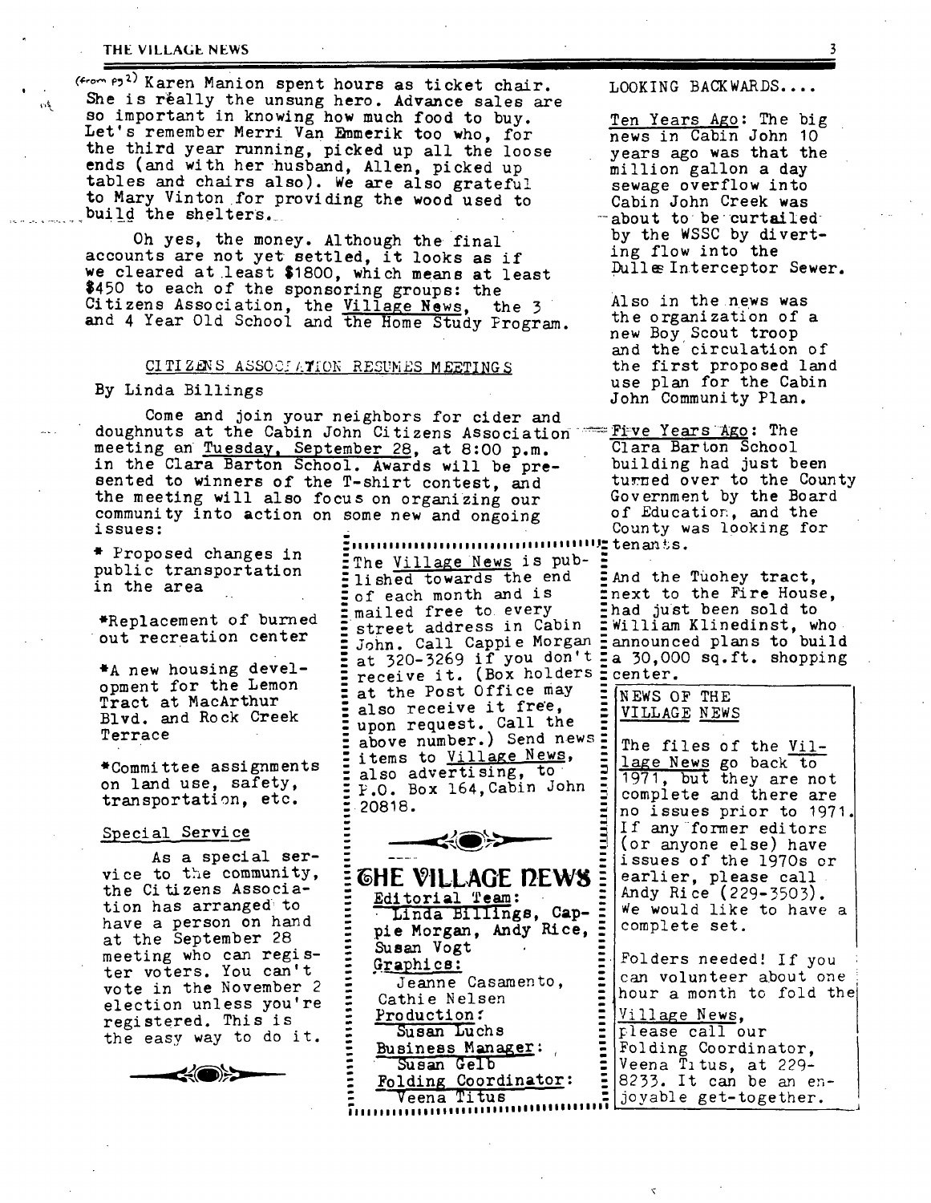(from pg 2) Karen Manion spent hours as ticket chair. She is really the unsung hero. Advance sales are so important in knowing how much food to buy. Let's remember Merri Van Emmerik too who, for the third year running, picked up all the loose ends (and with her husband, Allen, picked up tables and chairs also). We are also grateful to Mary Vinton for providing the wood used to build the shelters.

Oh yes, the money. Although the final accounts are not yet settled, it looks as if we cleared at least $1800, which means at least $450 to each of the sponsoring groups: the Citizens Association, the Village News, the 3 and 4 Year Old School and the Home Study Program.

## CITIZENS ASSOCIATION RESUMES MEETINGS

By Linda Billings

Come and join your neighbors for cider and doughnuts at the Cabin John Citizens Association meeting on Tuesday, September 28, at 8:00 p.m. in the Clara Barton School. Awards will be presented to winners of the T-shirt contest, and the meeting will also focus on organizing our community into action on some new and ongoing issues:

* Proposed changes in public transportation in the area
* Replacement of burned out recreation center
* A new housing development for the Lemon Tract at MacArthur Blvd. and Rock Creek Terrace
* Committee assignments on land use, safety, transportation, etc.

### Special Service

As a special service to the community, the Citizens Association has arranged to have a person on hand at the September 28 meeting who can register voters. You can't vote in the November 2 election unless you're registered. This is the easy way to do it.

---

The Village News is published towards the end of each month and is mailed free to every street address in Cabin John. Call Cappie Morgan at 320-3269 if you don't receive it. (Box holders at the Post Office may also receive it free, upon request. Call the above number.) Send news items to Village News, also advertising, to P.O. Box 164, Cabin John 20818.

## THE VILLAGE NEWS

**Editorial Team:**
Linda Billings, Cappie Morgan, Andy Rice, Susan Vogt

**Graphics:**
Jeanne Casamento, Cathie Nelsen

**Production:**
Susan Luchs

**Business Manager:**
Susan Gelb

**Folding Coordinator:**
Veena Titus

---

## LOOKING BACKWARDS....

Ten Years Ago: The big news in Cabin John 10 years ago was that the million gallon a day sewage overflow into Cabin John Creek was about to be curtailed by the WSSC by diverting flow into the Dulles Interceptor Sewer.

Also in the news was the organization of a new Boy Scout troop and the circulation of the first proposed land use plan for the Cabin John Community Plan.

Five Years Ago: The Clara Barton School building had just been turned over to the County Government by the Board of Education, and the County was looking for tenants.

And the Tuohey tract, next to the Fire House, had just been sold to William Klinedinst, who announced plans to build a 30,000 sq.ft. shopping center.

### NEWS OF THE VILLAGE NEWS

The files of the Village News go back to 1971, but they are not complete and there are no issues prior to 1971. If any former editors (or anyone else) have issues of the 1970s or earlier, please call Andy Rice (229-3503). We would like to have a complete set.

Folders needed! If you can volunteer about one hour a month to fold the Village News, please call our Folding Coordinator, Veena Titus, at 229-8233. It can be an enjoyable get-together.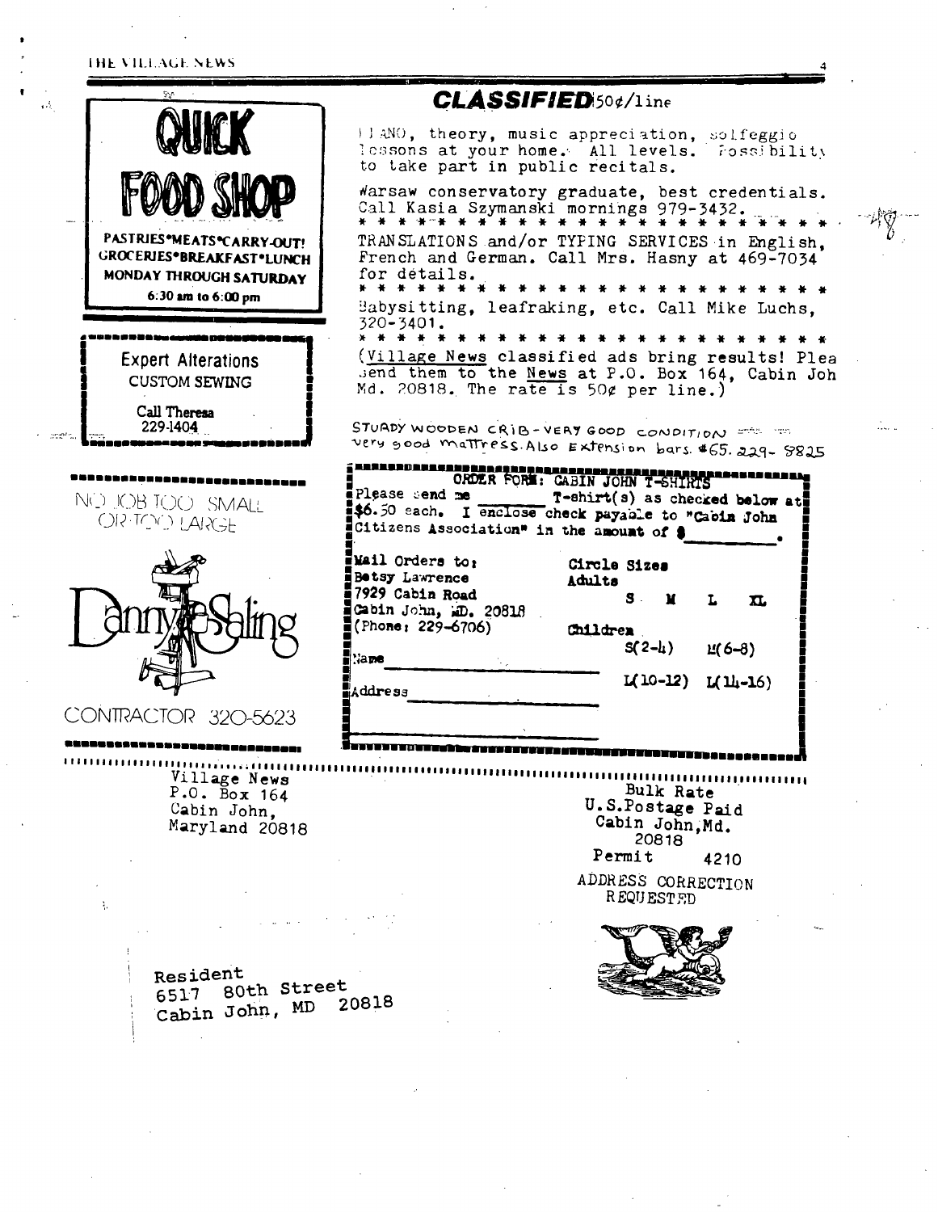**QUICK FOOD SHOP**

PASTRIES•MEATS•CARRY-OUT!
GROCERIES•BREAKFAST•LUNCH
MONDAY THROUGH SATURDAY
6:30 am to 6:00 pm

**Expert Alterations**
CUSTOM SEWING

Call Theresa
229-1404

NO JOB TOO SMALL
OR TOO LARGE

Danny Saling

CONTRACTOR 320-5623

## CLASSIFIED 50¢/line

PIANO, theory, music appreciation, solfeggio lessons at your home. All levels. Possibility to take part in public recitals.

Warsaw conservatory graduate, best credentials. Call Kasia Szymanski mornings 979-3432.

* * * * * * * * * * * * * * * * * * * * * * * *

TRANSLATIONS and/or TYPING SERVICES in English, French and German. Call Mrs. Hasny at 469-7034 for details.

* * * * * * * * * * * * * * * * * * * * * * * *

Babysitting, leafraking, etc. Call Mike Luchs, 320-3401.

* * * * * * * * * * * * * * * * * * * * * * * *

(Village News classified ads bring results! Plea send them to the News at P.O. Box 164, Cabin Joh Md. 20818. The rate is 50¢ per line.)

STURDY WOODEN CRIB - VERY GOOD CONDITION very good mattress. Also Extension bars. $65. 229-9825

**ORDER FORM: CABIN JOHN T-SHIRTS**

Please send me ________ T-shirt(s) as checked below at $6.50 each. I enclose check payable to "Cabin John Citizens Association" in the amount of $________.

Mail Orders to:
Betsy Lawrence
7929 Cabin Road
Cabin John, MD. 20818
(Phone: 229-6706)

Circle Sizes
Adults
S M L XL

Children
S(2-4) M(6-8)
L(10-12) L(14-16)

Name ________________

Address ________________

________________

Village News
P.O. Box 164
Cabin John,
Maryland 20818

Bulk Rate
U.S.Postage Paid
Cabin John,Md.
20818
Permit 4210

ADDRESS CORRECTION
REQUESTED

Resident
6517 80th Street
Cabin John, MD 20818